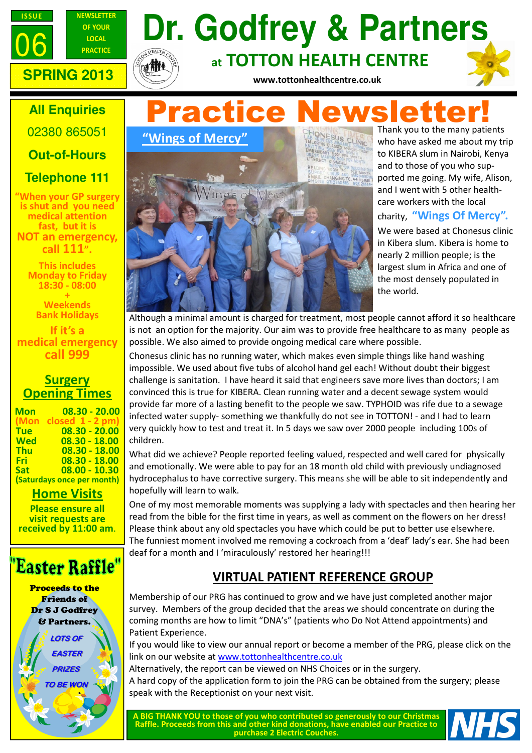ISSUE 06

NEWSLETTER OF YOUR LOCAL PRACTICE

SPRING 2013

# Dr. Godfrey & Partners

## at TOTTON HEALTH CENTRE

www.tottonhealthcentre.co.uk

**All Enquiries**

02380 865051

**Out-of-Hours**

**Telephone 111**

"When your GP surgery is shut and you need medical attention fast, but it is NOT an emergency, call 111".

This includes Monday to Friday 18:30 - 08:00 + Weekends Bank Holidays

If it's a medical emergency call 999

## Surgery Opening Times

| | |
|---|---|
| Mon | 08.30 - 20.00 |
| (Mon | closed 1 - 2 pm) |
| Tue | 08.30 - 20.00 |
| Wed | 08.30 - 18.00 |
| Thu | 08.30 - 18.00 |
| Fri | 08.30 - 18.00 |
| Sat | 08.00 - 10.30 |

(Saturdays once per month)

## Home Visits

Please ensure all visit requests are received by 11:00 am.

## "Easter Raffle"

**Proceeds to the Friends of Dr S J Godfrey & Partners.**

LOTS OF EASTER PRIZES TO BE WON

# Practice Newsletter!

## "Wings of Mercy"

Thank you to the many patients who have asked me about my trip to KIBERA slum in Nairobi, Kenya and to those of you who supported me going. My wife, Alison, and I went with 5 other healthcare workers with the local charity, **"Wings Of Mercy".** We were based at Chonesus clinic in Kibera slum. Kibera is home to nearly 2 million people; is the largest slum in Africa and one of the most densely populated in the world.

Although a minimal amount is charged for treatment, most people cannot afford it so healthcare is not an option for the majority. Our aim was to provide free healthcare to as many people as possible. We also aimed to provide ongoing medical care where possible.

Chonesus clinic has no running water, which makes even simple things like hand washing impossible. We used about five tubs of alcohol hand gel each! Without doubt their biggest challenge is sanitation. I have heard it said that engineers save more lives than doctors; I am convinced this is true for KIBERA. Clean running water and a decent sewage system would provide far more of a lasting benefit to the people we saw. TYPHOID was rife due to a sewage infected water supply- something we thankfully do not see in TOTTON! - and I had to learn very quickly how to test and treat it. In 5 days we saw over 2000 people including 100s of children.

What did we achieve? People reported feeling valued, respected and well cared for physically and emotionally. We were able to pay for an 18 month old child with previously undiagnosed hydrocephalus to have corrective surgery. This means she will be able to sit independently and hopefully will learn to walk.

One of my most memorable moments was supplying a lady with spectacles and then hearing her read from the bible for the first time in years, as well as comment on the flowers on her dress! Please think about any old spectacles you have which could be put to better use elsewhere. The funniest moment involved me removing a cockroach from a 'deaf' lady's ear. She had been deaf for a month and I 'miraculously' restored her hearing!!!

## VIRTUAL PATIENT REFERENCE GROUP

Membership of our PRG has continued to grow and we have just completed another major survey. Members of the group decided that the areas we should concentrate on during the coming months are how to limit "DNA's" (patients who Do Not Attend appointments) and Patient Experience.

If you would like to view our annual report or become a member of the PRG, please click on the link on our website at www.tottonhealthcentre.co.uk

Alternatively, the report can be viewed on NHS Choices or in the surgery.

A hard copy of the application form to join the PRG can be obtained from the surgery; please speak with the Receptionist on your next visit.

**A BIG THANK YOU to those of you who contributed so generously to our Christmas Raffle. Proceeds from this and other kind donations, have enabled our Practice to purchase 2 Electric Couches.**

NHS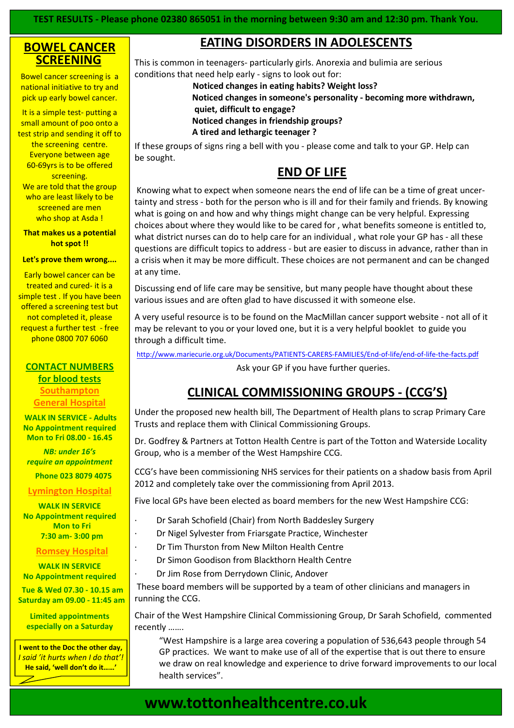**TEST RESULTS - Please phone 02380 865051 in the morning between 9:30 am and 12:30 pm. Thank You.**

## BOWEL CANCER SCREENING

Bowel cancer screening is a national initiative to try and pick up early bowel cancer.

It is a simple test- putting a small amount of poo onto a test strip and sending it off to the screening centre. Everyone between age 60-69yrs is to be offered screening. We are told that the group who are least likely to be screened are men who shop at Asda !

**That makes us a potential hot spot !!**

**Let's prove them wrong....**

Early bowel cancer can be treated and cured- it is a simple test . If you have been offered a screening test but not completed it, please request a further test - free phone 0800 707 6060

## CONTACT NUMBERS for blood tests

### Southampton General Hospital

**WALK IN SERVICE - Adults**
**No Appointment required**
**Mon to Fri 08.00 - 16.45**

***NB: under 16's require an appointment***

**Phone 023 8079 4075**

### Lymington Hospital

**WALK IN SERVICE**
**No Appointment required**
**Mon to Fri**
**7:30 am- 3:00 pm**

### Romsey Hospital

**WALK IN SERVICE**
**No Appointment required**

**Tue & Wed 07.30 - 10.15 am**
**Saturday am 09.00 - 11:45 am**

**Limited appointments especially on a Saturday**

**I went to the Doc the other day,** *I said 'it hurts when I do that'!* **He said, 'well don't do it……'**

## EATING DISORDERS IN ADOLESCENTS

This is common in teenagers- particularly girls. Anorexia and bulimia are serious conditions that need help early - signs to look out for:

**Noticed changes in eating habits? Weight loss?**
**Noticed changes in someone's personality - becoming more withdrawn, quiet, difficult to engage?**
**Noticed changes in friendship groups?**
**A tired and lethargic teenager ?**

If these groups of signs ring a bell with you - please come and talk to your GP. Help can be sought.

## END OF LIFE

Knowing what to expect when someone nears the end of life can be a time of great uncertainty and stress - both for the person who is ill and for their family and friends. By knowing what is going on and how and why things might change can be very helpful. Expressing choices about where they would like to be cared for , what benefits someone is entitled to, what district nurses can do to help care for an individual , what role your GP has - all these questions are difficult topics to address - but are easier to discuss in advance, rather than in a crisis when it may be more difficult. These choices are not permanent and can be changed at any time.

Discussing end of life care may be sensitive, but many people have thought about these various issues and are often glad to have discussed it with someone else.

A very useful resource is to be found on the MacMillan cancer support website - not all of it may be relevant to you or your loved one, but it is a very helpful booklet to guide you through a difficult time.

http://www.mariecurie.org.uk/Documents/PATIENTS-CARERS-FAMILIES/End-of-life/end-of-life-the-facts.pdf

Ask your GP if you have further queries.

## CLINICAL COMMISSIONING GROUPS - (CCG'S)

Under the proposed new health bill, The Department of Health plans to scrap Primary Care Trusts and replace them with Clinical Commissioning Groups.

Dr. Godfrey & Partners at Totton Health Centre is part of the Totton and Waterside Locality Group, who is a member of the West Hampshire CCG.

CCG's have been commissioning NHS services for their patients on a shadow basis from April 2012 and completely take over the commissioning from April 2013.

Five local GPs have been elected as board members for the new West Hampshire CCG:

- Dr Sarah Schofield (Chair) from North Baddesley Surgery
- Dr Nigel Sylvester from Friarsgate Practice, Winchester
- Dr Tim Thurston from New Milton Health Centre
- Dr Simon Goodison from Blackthorn Health Centre
- Dr Jim Rose from Derrydown Clinic, Andover

These board members will be supported by a team of other clinicians and managers in running the CCG.

Chair of the West Hampshire Clinical Commissioning Group, Dr Sarah Schofield, commented recently …….

> "West Hampshire is a large area covering a population of 536,643 people through 54 GP practices. We want to make use of all of the expertise that is out there to ensure we draw on real knowledge and experience to drive forward improvements to our local health services".

**www.tottonhealthcentre.co.uk**